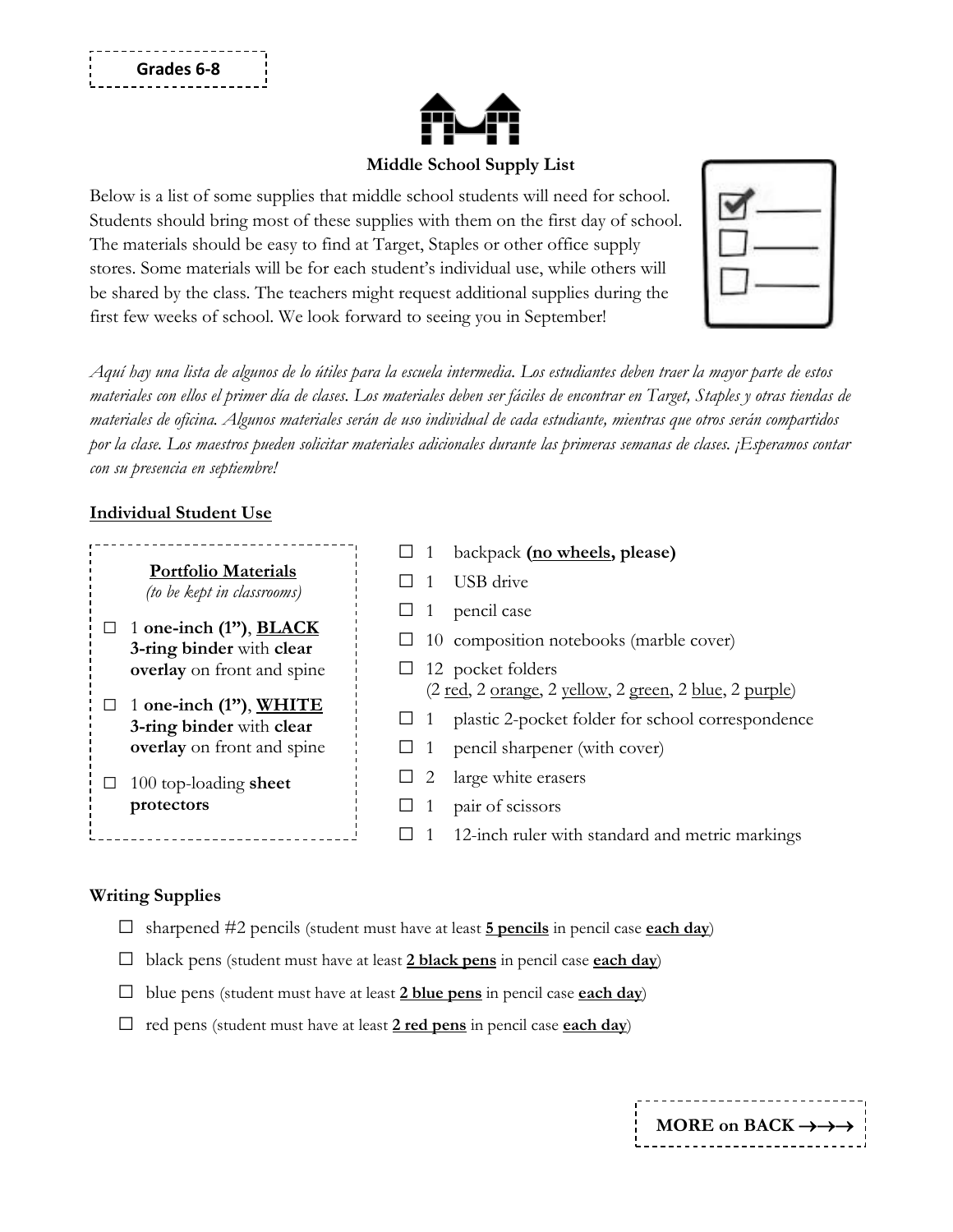Grades 6-8

**Middle School Supply List**

Below is a list of some supplies that middle school students will need for school. Students should bring most of these supplies with them on the first day of school. The materials should be easy to find at Target, Staples or other office supply stores. Some materials will be for each student's individual use, while others will be shared by the class. The teachers might request additional supplies during the first few weeks of school. We look forward to seeing you in September!

*Aquí hay una lista de algunos de lo útiles para la escuela intermedia. Los estudiantes deben traer la mayor parte de estos materiales con ellos el primer día de clases. Los materiales deben ser fáciles de encontrar en Target, Staples y otras tiendas de materiales de oficina. Algunos materiales serán de uso individual de cada estudiante, mientras que otros serán compartidos por la clase. Los maestros pueden solicitar materiales adicionales durante las primeras semanas de clases. ¡Esperamos contar con su presencia en septiembre!*

## Individual Student Use

### Portfolio Materials
*(to be kept in classrooms)*

- ☐ 1 **one-inch (1")**, **BLACK 3-ring binder** with **clear overlay** on front and spine
- ☐ 1 **one-inch (1")**, **WHITE 3-ring binder** with **clear overlay** on front and spine
- ☐ 100 top-loading **sheet protectors**

- ☐ 1 backpack **(no wheels, please)**
- ☐ 1 USB drive
- ☐ 1 pencil case
- ☐ 10 composition notebooks (marble cover)
- ☐ 12 pocket folders (2 red, 2 orange, 2 yellow, 2 green, 2 blue, 2 purple)
- ☐ 1 plastic 2-pocket folder for school correspondence
- ☐ 1 pencil sharpener (with cover)
- ☐ 2 large white erasers
- ☐ 1 pair of scissors
- ☐ 1 12-inch ruler with standard and metric markings

### Writing Supplies

- ☐ sharpened #2 pencils (student must have at least **5 pencils** in pencil case **each day**)
- ☐ black pens (student must have at least **2 black pens** in pencil case **each day**)
- ☐ blue pens (student must have at least **2 blue pens** in pencil case **each day**)
- ☐ red pens (student must have at least **2 red pens** in pencil case **each day**)

**MORE on BACK →→→**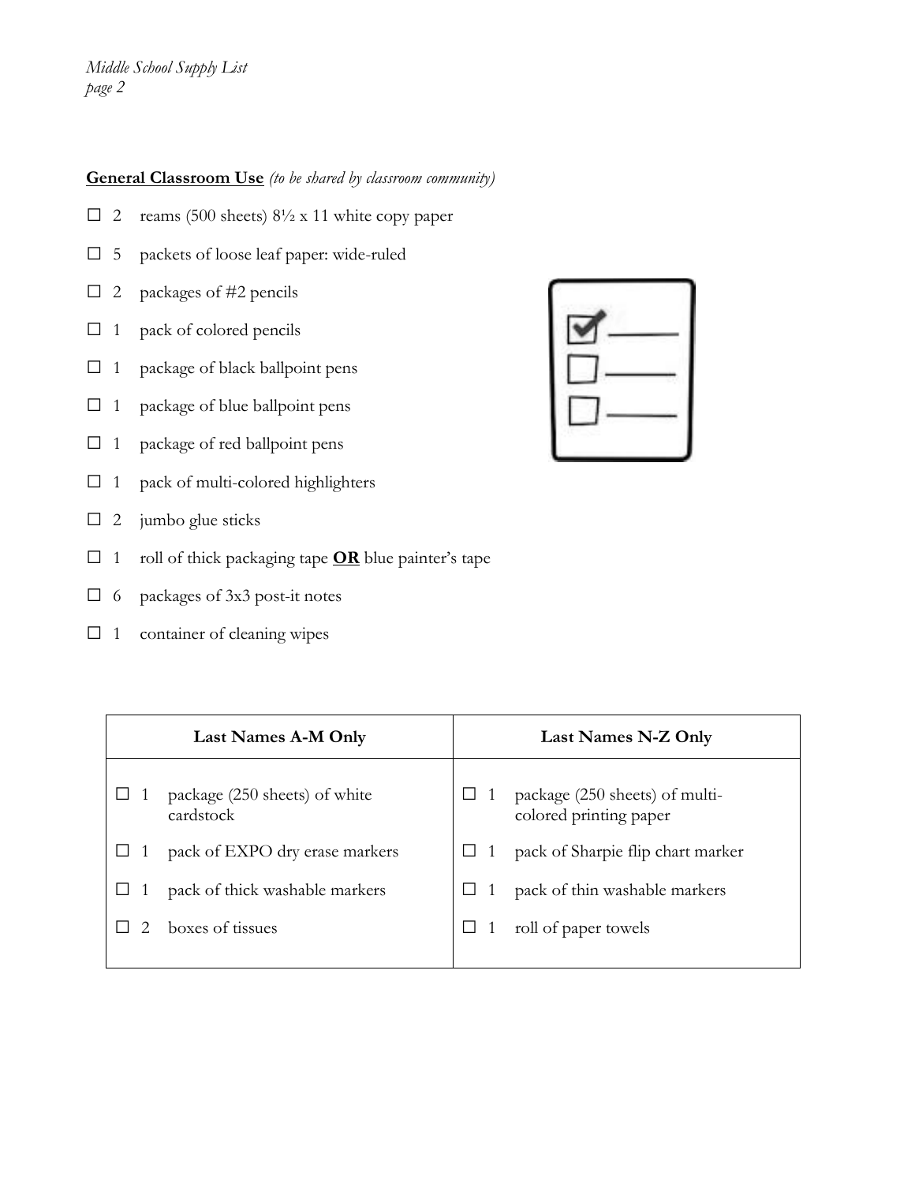**General Classroom Use** *(to be shared by classroom community)*

- ☐ 2 reams (500 sheets) 8½ x 11 white copy paper
- ☐ 5 packets of loose leaf paper: wide-ruled
- ☐ 2 packages of #2 pencils
- ☐ 1 pack of colored pencils
- ☐ 1 package of black ballpoint pens
- ☐ 1 package of blue ballpoint pens
- ☐ 1 package of red ballpoint pens
- ☐ 1 pack of multi-colored highlighters
- ☐ 2 jumbo glue sticks
- ☐ 1 roll of thick packaging tape **<u>OR</u>** blue painter's tape
- ☐ 6 packages of 3x3 post-it notes
- ☐ 1 container of cleaning wipes

| Last Names A-M Only | Last Names N-Z Only |
|---|---|
| ☐ 1 package (250 sheets) of white cardstock | ☐ 1 package (250 sheets) of multi-colored printing paper |
| ☐ 1 pack of EXPO dry erase markers | ☐ 1 pack of Sharpie flip chart marker |
| ☐ 1 pack of thick washable markers | ☐ 1 pack of thin washable markers |
| ☐ 2 boxes of tissues | ☐ 1 roll of paper towels |